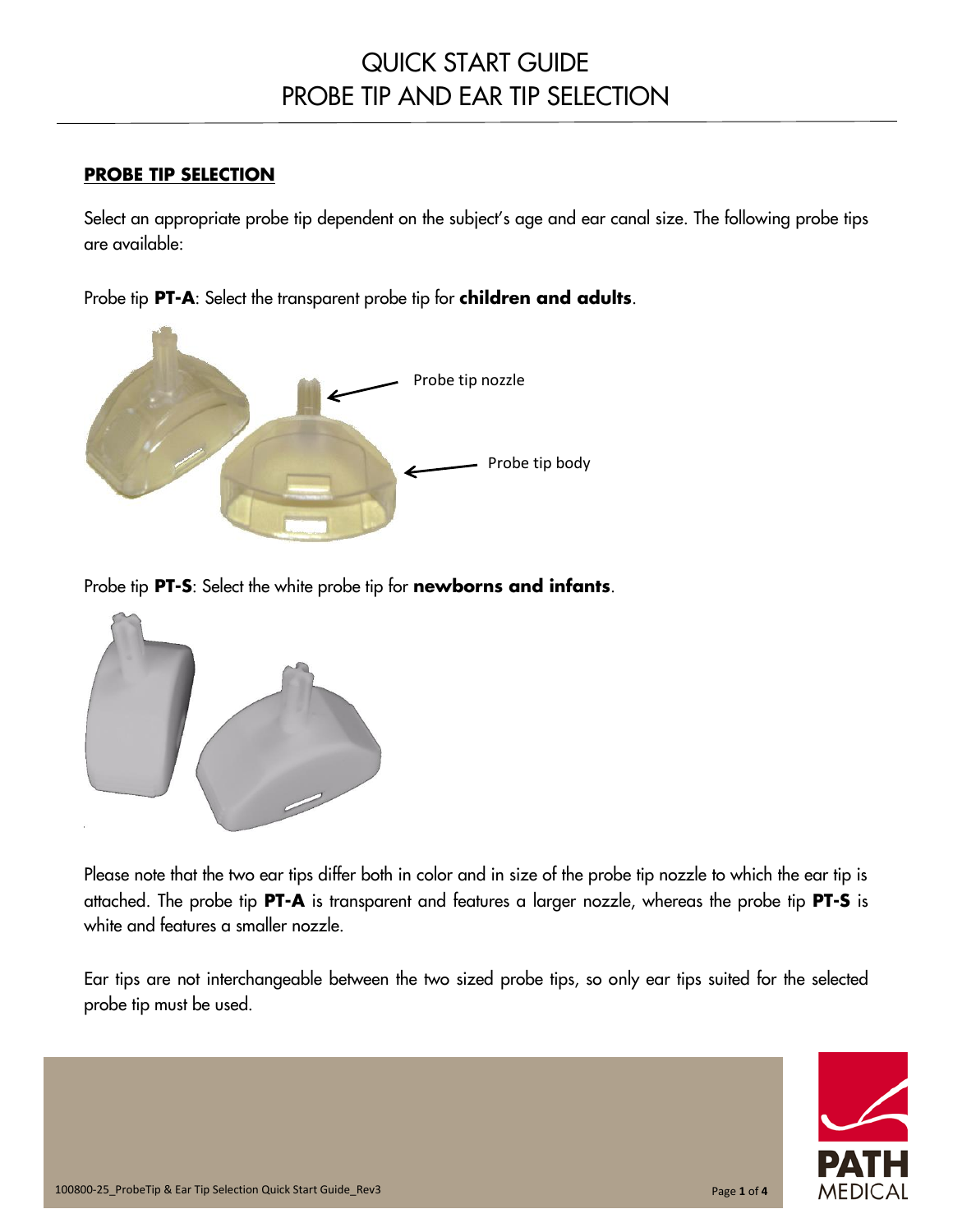# QUICK START GUIDE
# PROBE TIP AND EAR TIP SELECTION

## PROBE TIP SELECTION

Select an appropriate probe tip dependent on the subject's age and ear canal size. The following probe tips are available:

Probe tip **PT-A**: Select the transparent probe tip for **children and adults**.

Probe tip nozzle

Probe tip body

Probe tip **PT-S**: Select the white probe tip for **newborns and infants**.

Please note that the two ear tips differ both in color and in size of the probe tip nozzle to which the ear tip is attached. The probe tip **PT-A** is transparent and features a larger nozzle, whereas the probe tip **PT-S** is white and features a smaller nozzle.

Ear tips are not interchangeable between the two sized probe tips, so only ear tips suited for the selected probe tip must be used.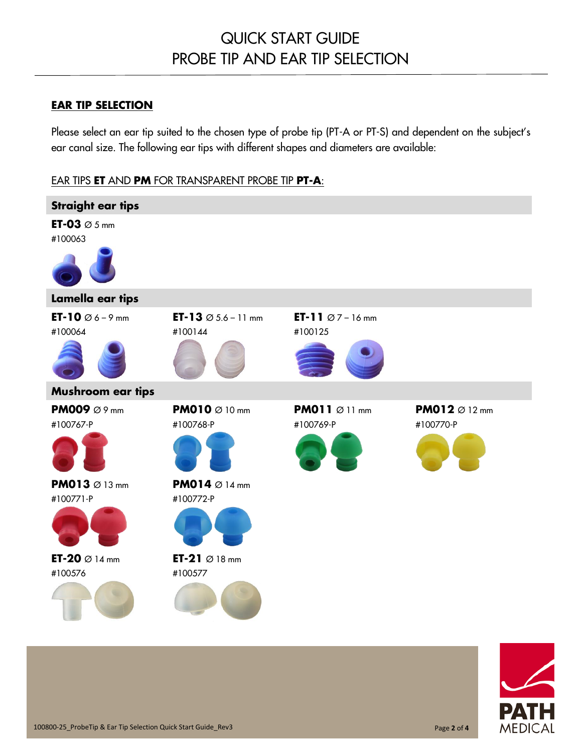# QUICK START GUIDE
# PROBE TIP AND EAR TIP SELECTION

## EAR TIP SELECTION

Please select an ear tip suited to the chosen type of probe tip (PT-A or PT-S) and dependent on the subject's ear canal size. The following ear tips with different shapes and diameters are available:

### EAR TIPS **ET** AND **PM** FOR TRANSPARENT PROBE TIP **PT-A**:

#### Straight ear tips

**ET-03** ∅ 5 mm
#100063

#### Lamella ear tips

**ET-10** ∅ 6 – 9 mm
#100064

**ET-13** ∅ 5.6 – 11 mm
#100144

**ET-11** ∅ 7 – 16 mm
#100125

#### Mushroom ear tips

**PM009** ∅ 9 mm
#100767-P

**PM010** ∅ 10 mm
#100768-P

**PM011** ∅ 11 mm
#100769-P

**PM012** ∅ 12 mm
#100770-P

**PM013** ∅ 13 mm
#100771-P

**PM014** ∅ 14 mm
#100772-P

**ET-20** ∅ 14 mm
#100576

**ET-21** ∅ 18 mm
#100577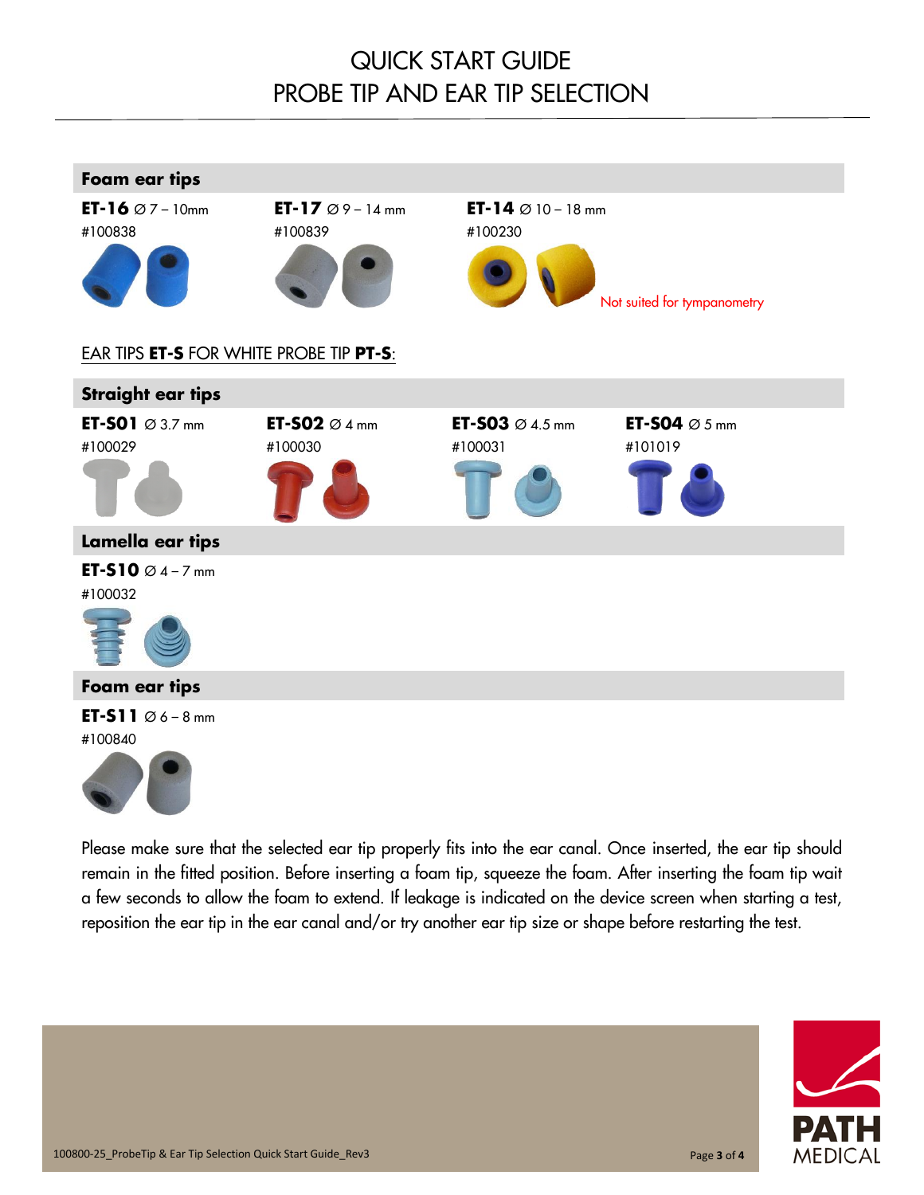# QUICK START GUIDE
# PROBE TIP AND EAR TIP SELECTION

## Foam ear tips

**ET-16** ∅ 7 – 10mm
#100838

**ET-17** ∅ 9 – 14 mm
#100839

**ET-14** ∅ 10 – 18 mm
#100230

Not suited for tympanometry

EAR TIPS **ET-S** FOR WHITE PROBE TIP **PT-S**:

## Straight ear tips

**ET-S01** ∅ 3.7 mm
#100029

**ET-S02** ∅ 4 mm
#100030

**ET-S03** ∅ 4.5 mm
#100031

**ET-S04** ∅ 5 mm
#101019

## Lamella ear tips

**ET-S10** ∅ 4 – 7 mm
#100032

## Foam ear tips

**ET-S11** ∅ 6 – 8 mm
#100840

Please make sure that the selected ear tip properly fits into the ear canal. Once inserted, the ear tip should remain in the fitted position. Before inserting a foam tip, squeeze the foam. After inserting the foam tip wait a few seconds to allow the foam to extend. If leakage is indicated on the device screen when starting a test, reposition the ear tip in the ear canal and/or try another ear tip size or shape before restarting the test.

100800-25_ProbeTip & Ear Tip Selection Quick Start Guide_Rev3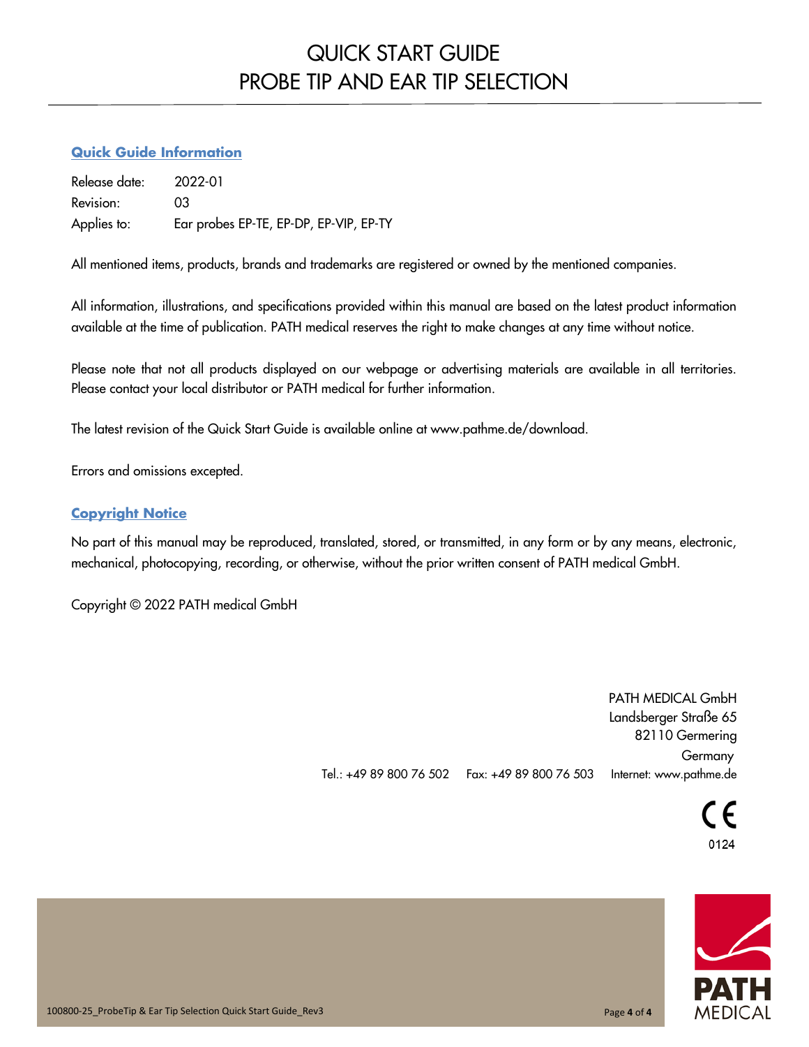# QUICK START GUIDE
# PROBE TIP AND EAR TIP SELECTION

## Quick Guide Information

| | |
|---|---|
| Release date: | 2022-01 |
| Revision: | 03 |
| Applies to: | Ear probes EP-TE, EP-DP, EP-VIP, EP-TY |

All mentioned items, products, brands and trademarks are registered or owned by the mentioned companies.

All information, illustrations, and specifications provided within this manual are based on the latest product information available at the time of publication. PATH medical reserves the right to make changes at any time without notice.

Please note that not all products displayed on our webpage or advertising materials are available in all territories. Please contact your local distributor or PATH medical for further information.

The latest revision of the Quick Start Guide is available online at www.pathme.de/download.

Errors and omissions excepted.

## Copyright Notice

No part of this manual may be reproduced, translated, stored, or transmitted, in any form or by any means, electronic, mechanical, photocopying, recording, or otherwise, without the prior written consent of PATH medical GmbH.

Copyright © 2022 PATH medical GmbH

PATH MEDICAL GmbH
Landsberger Straße 65
82110 Germering
Germany

Tel.: +49 89 800 76 502 Fax: +49 89 800 76 503 Internet: www.pathme.de

CE
0124

100800-25_ProbeTip & Ear Tip Selection Quick Start Guide_Rev3

PATH MEDICAL